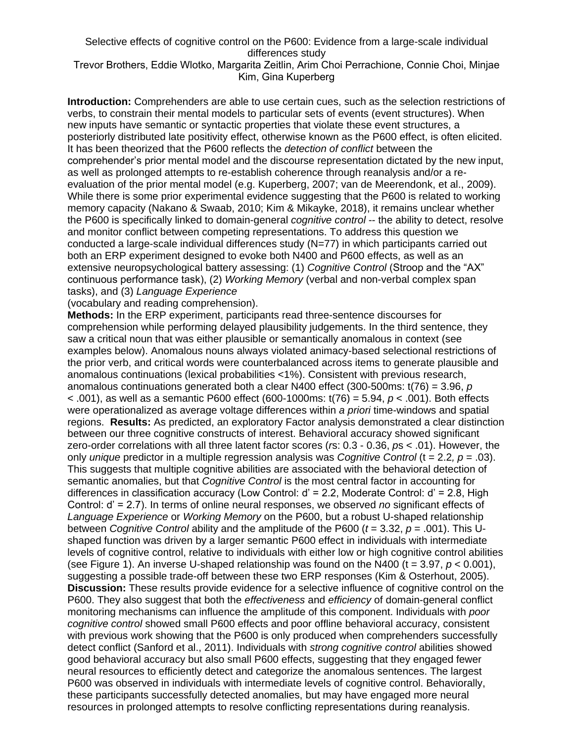Selective effects of cognitive control on the P600: Evidence from a large-scale individual differences study

Trevor Brothers, Eddie Wlotko, Margarita Zeitlin, Arim Choi Perrachione, Connie Choi, Minjae Kim, Gina Kuperberg

**Introduction:** Comprehenders are able to use certain cues, such as the selection restrictions of verbs, to constrain their mental models to particular sets of events (event structures). When new inputs have semantic or syntactic properties that violate these event structures, a posteriorly distributed late positivity effect, otherwise known as the P600 effect, is often elicited. It has been theorized that the P600 reflects the *detection of conflict* between the comprehender's prior mental model and the discourse representation dictated by the new input, as well as prolonged attempts to re-establish coherence through reanalysis and/or a re-evaluation of the prior mental model (e.g. Kuperberg, 2007; van de Meerendonk, et al., 2009). While there is some prior experimental evidence suggesting that the P600 is related to working memory capacity (Nakano & Swaab, 2010; Kim & Mikayke, 2018), it remains unclear whether the P600 is specifically linked to domain-general *cognitive control* -- the ability to detect, resolve and monitor conflict between competing representations. To address this question we conducted a large-scale individual differences study (N=77) in which participants carried out both an ERP experiment designed to evoke both N400 and P600 effects, as well as an extensive neuropsychological battery assessing: (1) *Cognitive Control* (Stroop and the "AX" continuous performance task), (2) *Working Memory* (verbal and non-verbal complex span tasks), and (3) *Language Experience* (vocabulary and reading comprehension).

**Methods:** In the ERP experiment, participants read three-sentence discourses for comprehension while performing delayed plausibility judgements. In the third sentence, they saw a critical noun that was either plausible or semantically anomalous in context (see examples below). Anomalous nouns always violated animacy-based selectional restrictions of the prior verb, and critical words were counterbalanced across items to generate plausible and anomalous continuations (lexical probabilities <1%). Consistent with previous research, anomalous continuations generated both a clear N400 effect (300-500ms: $t(76) = 3.96$, $p < .001$), as well as a semantic P600 effect (600-1000ms: $t(76) = 5.94$, $p < .001$). Both effects were operationalized as average voltage differences within *a priori* time-windows and spatial regions. **Results:** As predicted, an exploratory Factor analysis demonstrated a clear distinction between our three cognitive constructs of interest. Behavioral accuracy showed significant zero-order correlations with all three latent factor scores (*r*s: 0.3 - 0.36, *p*s < .01). However, the only *unique* predictor in a multiple regression analysis was *Cognitive Control* ($t = 2.2$, $p = .03$). This suggests that multiple cognitive abilities are associated with the behavioral detection of semantic anomalies, but that *Cognitive Control* is the most central factor in accounting for differences in classification accuracy (Low Control: d' = 2.2, Moderate Control: d' = 2.8, High Control: d' = 2.7). In terms of online neural responses, we observed *no* significant effects of *Language Experience* or *Working Memory* on the P600, but a robust U-shaped relationship between *Cognitive Control* ability and the amplitude of the P600 ($t = 3.32$, $p = .001$). This U-shaped function was driven by a larger semantic P600 effect in individuals with intermediate levels of cognitive control, relative to individuals with either low or high cognitive control abilities (see Figure 1). An inverse U-shaped relationship was found on the N400 ($t = 3.97$, $p < 0.001$), suggesting a possible trade-off between these two ERP responses (Kim & Osterhout, 2005).

**Discussion:** These results provide evidence for a selective influence of cognitive control on the P600. They also suggest that both the *effectiveness* and *efficiency* of domain-general conflict monitoring mechanisms can influence the amplitude of this component. Individuals with *poor cognitive control* showed small P600 effects and poor offline behavioral accuracy, consistent with previous work showing that the P600 is only produced when comprehenders successfully detect conflict (Sanford et al., 2011). Individuals with *strong cognitive control* abilities showed good behavioral accuracy but also small P600 effects, suggesting that they engaged fewer neural resources to efficiently detect and categorize the anomalous sentences. The largest P600 was observed in individuals with intermediate levels of cognitive control. Behaviorally, these participants successfully detected anomalies, but may have engaged more neural resources in prolonged attempts to resolve conflicting representations during reanalysis.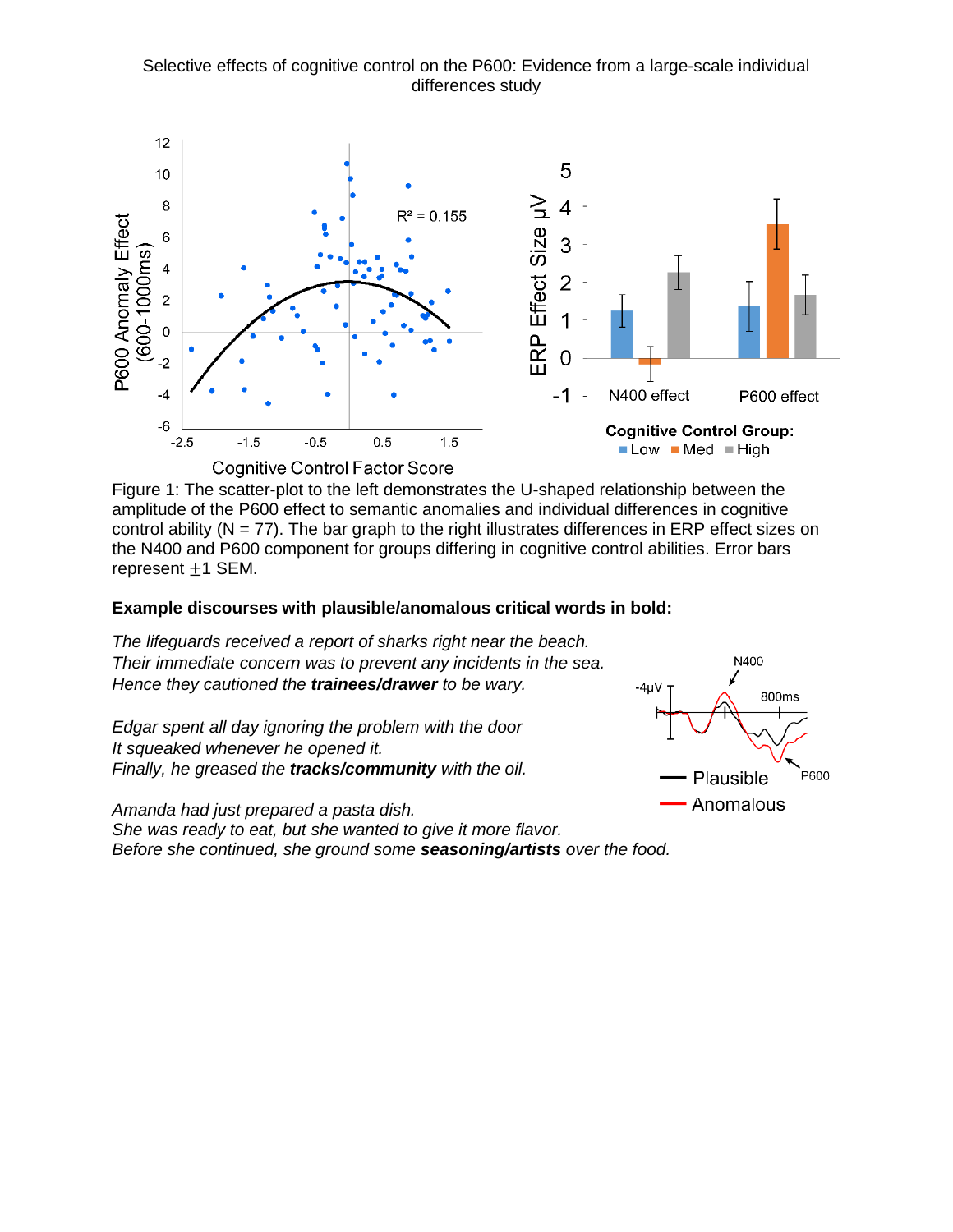Selective effects of cognitive control on the P600: Evidence from a large-scale individual differences study

P600 Anomaly Effect (600-1000ms)

12
10
8
6
4
2
0
-2
-4
-6

-2.5
-1.5
-0.5
0.5
1.5

$R^2 = 0.155$

Cognitive Control Factor Score

ERP Effect Size µV

5
4
3
2
1
0
-1

N400 effect
P600 effect

Cognitive Control Group:
Low Med High

Figure 1: The scatter-plot to the left demonstrates the U-shaped relationship between the amplitude of the P600 effect to semantic anomalies and individual differences in cognitive control ability (N = 77). The bar graph to the right illustrates differences in ERP effect sizes on the N400 and P600 component for groups differing in cognitive control abilities. Error bars represent ±1 SEM.

**Example discourses with plausible/anomalous critical words in bold:**

*The lifeguards received a report of sharks right near the beach.*
*Their immediate concern was to prevent any incidents in the sea.*
*Hence they cautioned the* ***trainees/drawer*** *to be wary.*

*Edgar spent all day ignoring the problem with the door*
*It squeaked whenever he opened it.*
*Finally, he greased the* ***tracks/community*** *with the oil.*

*Amanda had just prepared a pasta dish.*
*She was ready to eat, but she wanted to give it more flavor.*
*Before she continued, she ground some* ***seasoning/artists*** *over the food.*

N400
-4µV
800ms
P600
Plausible
Anomalous